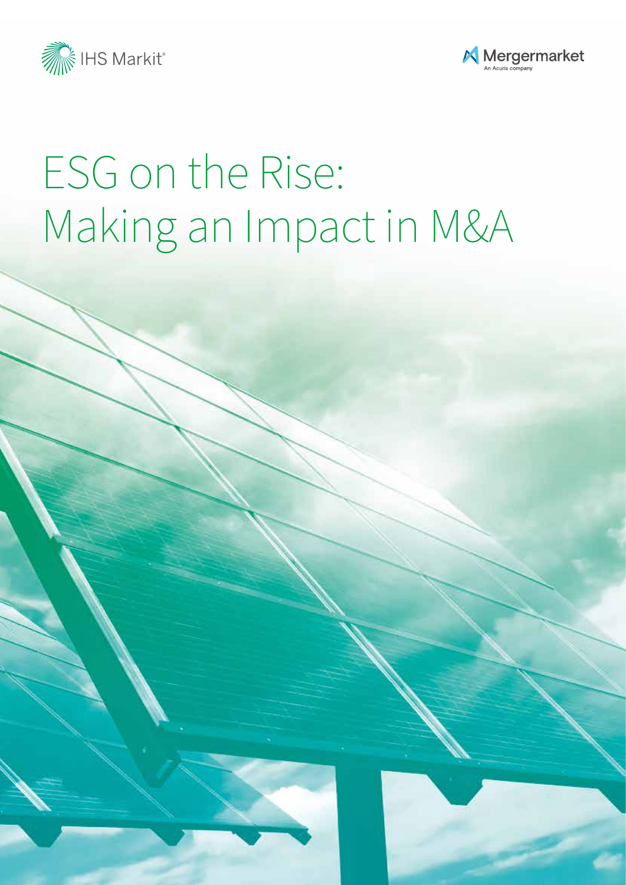IHS Markit®

Mergermarket
An Acuris company

# ESG on the Rise: Making an Impact in M&A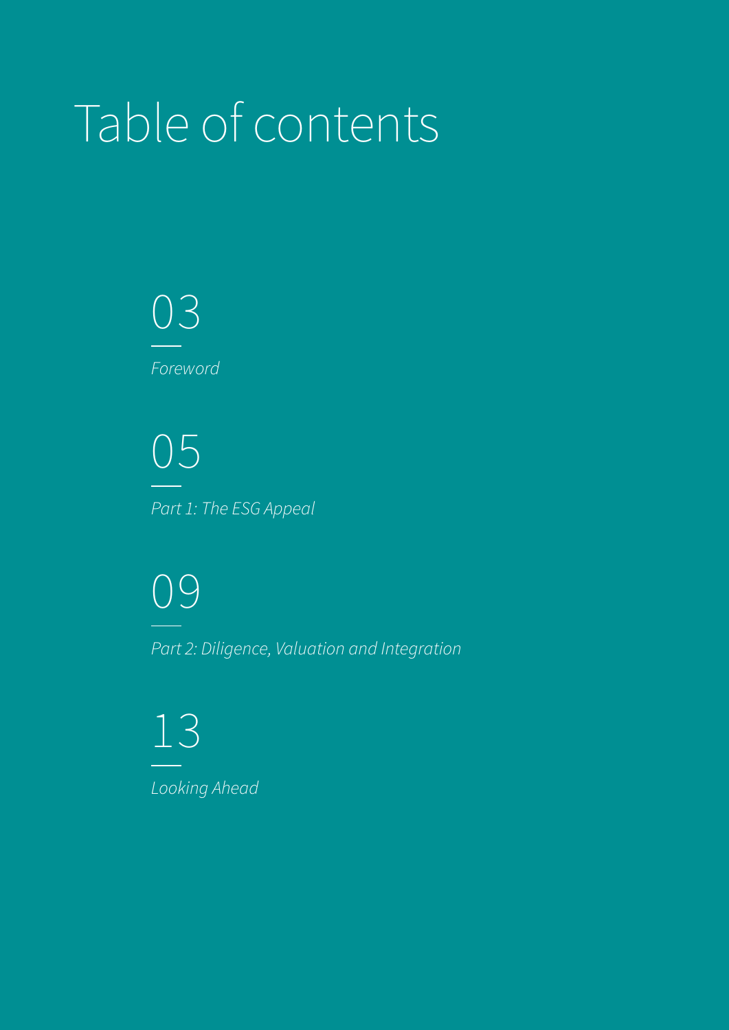# Table of contents

03

*Foreword*

05

*Part 1: The ESG Appeal*

09

*Part 2: Diligence, Valuation and Integration*

13

*Looking Ahead*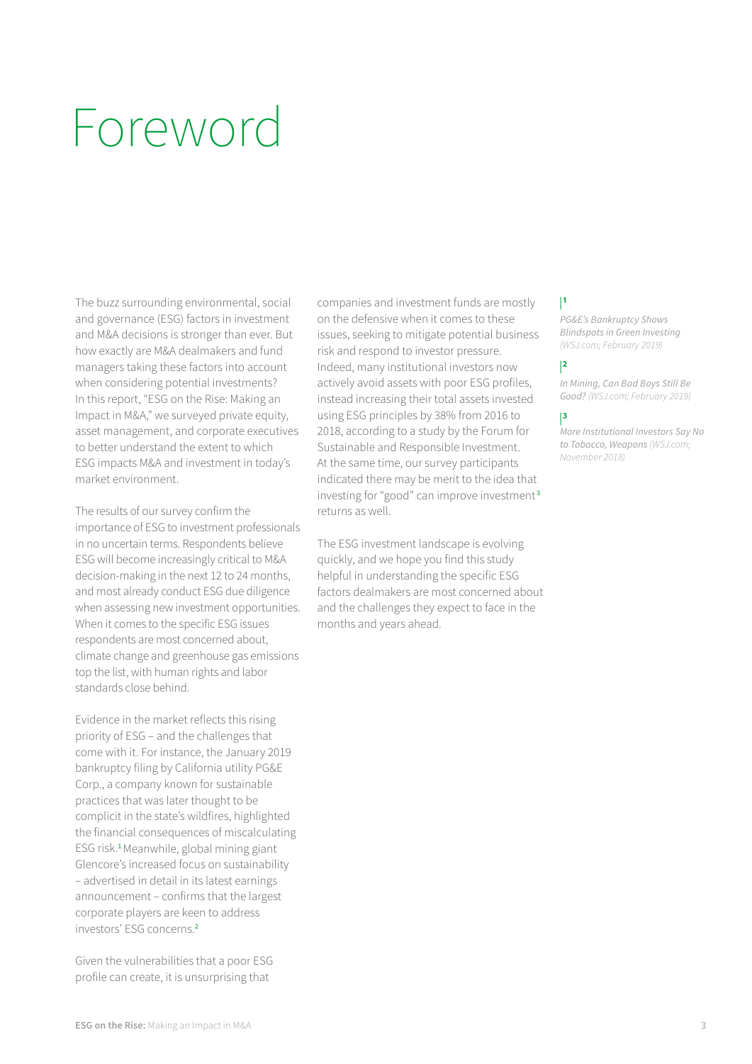# Foreword

The buzz surrounding environmental, social and governance (ESG) factors in investment and M&A decisions is stronger than ever. But how exactly are M&A dealmakers and fund managers taking these factors into account when considering potential investments? In this report, "ESG on the Rise: Making an Impact in M&A," we surveyed private equity, asset management, and corporate executives to better understand the extent to which ESG impacts M&A and investment in today's market environment.

The results of our survey confirm the importance of ESG to investment professionals in no uncertain terms. Respondents believe ESG will become increasingly critical to M&A decision-making in the next 12 to 24 months, and most already conduct ESG due diligence when assessing new investment opportunities. When it comes to the specific ESG issues respondents are most concerned about, climate change and greenhouse gas emissions top the list, with human rights and labor standards close behind.

Evidence in the market reflects this rising priority of ESG – and the challenges that come with it. For instance, the January 2019 bankruptcy filing by California utility PG&E Corp., a company known for sustainable practices that was later thought to be complicit in the state's wildfires, highlighted the financial consequences of miscalculating ESG risk.[1] Meanwhile, global mining giant Glencore's increased focus on sustainability – advertised in detail in its latest earnings announcement – confirms that the largest corporate players are keen to address investors' ESG concerns.[2]

Given the vulnerabilities that a poor ESG profile can create, it is unsurprising that companies and investment funds are mostly on the defensive when it comes to these issues, seeking to mitigate potential business risk and respond to investor pressure. Indeed, many institutional investors now actively avoid assets with poor ESG profiles, instead increasing their total assets invested using ESG principles by 38% from 2016 to 2018, according to a study by the Forum for Sustainable and Responsible Investment. At the same time, our survey participants indicated there may be merit to the idea that investing for "good" can improve investment[3] returns as well.

The ESG investment landscape is evolving quickly, and we hope you find this study helpful in understanding the specific ESG factors dealmakers are most concerned about and the challenges they expect to face in the months and years ahead.

[1] *PG&E's Bankruptcy Shows Blindspots in Green Investing* (WSJ.com; February 2019)

[2] *In Mining, Can Bad Boys Still Be Good?* (WSJ.com; February 2019)

[3] *More Institutional Investors Say No to Tobacco, Weapons* (WSJ.com; November 2018)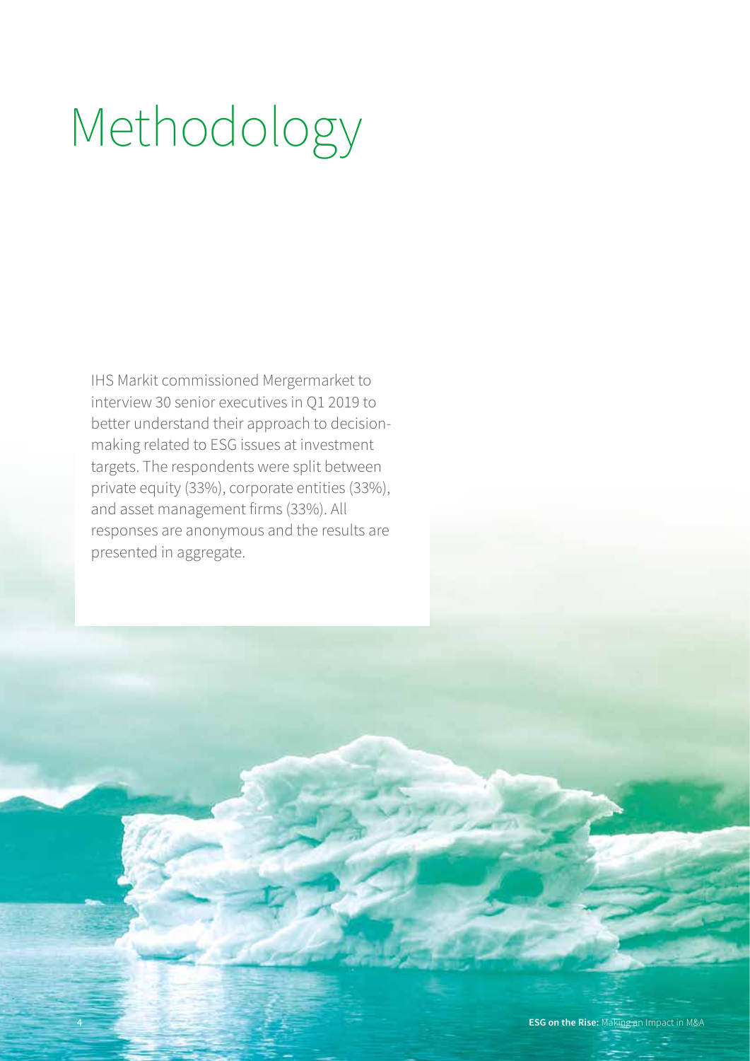# Methodology

IHS Markit commissioned Mergermarket to interview 30 senior executives in Q1 2019 to better understand their approach to decision-making related to ESG issues at investment targets. The respondents were split between private equity (33%), corporate entities (33%), and asset management firms (33%). All responses are anonymous and the results are presented in aggregate.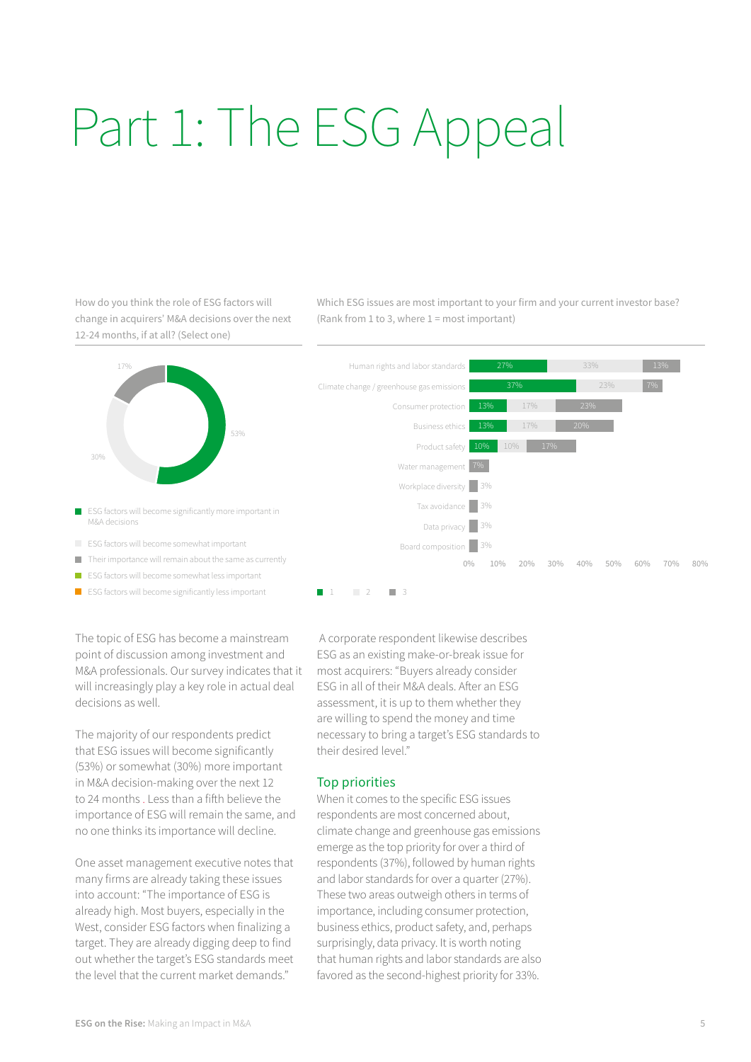# Part 1: The ESG Appeal

How do you think the role of ESG factors will change in acquirers' M&A decisions over the next 12-24 months, if at all? (Select one)

| Response | % |
|---|---|
| ESG factors will become significantly more important in M&A decisions | 53% |
| ESG factors will become somewhat important | 30% |
| Their importance will remain about the same as currently | 17% |
| ESG factors will become somewhat less important | |
| ESG factors will become significantly less important | |

Which ESG issues are most important to your firm and your current investor base? (Rank from 1 to 3, where 1 = most important)

| ESG issue | 1 | 2 | 3 |
|---|---|---|---|
| Human rights and labor standards | 27% | 33% | 13% |
| Climate change / greenhouse gas emissions | 37% | 23% | 7% |
| Consumer protection | 13% | 17% | 23% |
| Business ethics | 13% | 17% | 20% |
| Product safety | 10% | 10% | 17% |
| Water management | | | 7% |
| Workplace diversity | | | 3% |
| Tax avoidance | | | 3% |
| Data privacy | | | 3% |
| Board composition | | | 3% |

The topic of ESG has become a mainstream point of discussion among investment and M&A professionals. Our survey indicates that it will increasingly play a key role in actual deal decisions as well.

The majority of our respondents predict that ESG issues will become significantly (53%) or somewhat (30%) more important in M&A decision-making over the next 12 to 24 months . Less than a fifth believe the importance of ESG will remain the same, and no one thinks its importance will decline.

One asset management executive notes that many firms are already taking these issues into account: "The importance of ESG is already high. Most buyers, especially in the West, consider ESG factors when finalizing a target. They are already digging deep to find out whether the target's ESG standards meet the level that the current market demands."

A corporate respondent likewise describes ESG as an existing make-or-break issue for most acquirers: "Buyers already consider ESG in all of their M&A deals. After an ESG assessment, it is up to them whether they are willing to spend the money and time necessary to bring a target's ESG standards to their desired level."

## Top priorities

When it comes to the specific ESG issues respondents are most concerned about, climate change and greenhouse gas emissions emerge as the top priority for over a third of respondents (37%), followed by human rights and labor standards for over a quarter (27%). These two areas outweigh others in terms of importance, including consumer protection, business ethics, product safety, and, perhaps surprisingly, data privacy. It is worth noting that human rights and labor standards are also favored as the second-highest priority for 33%.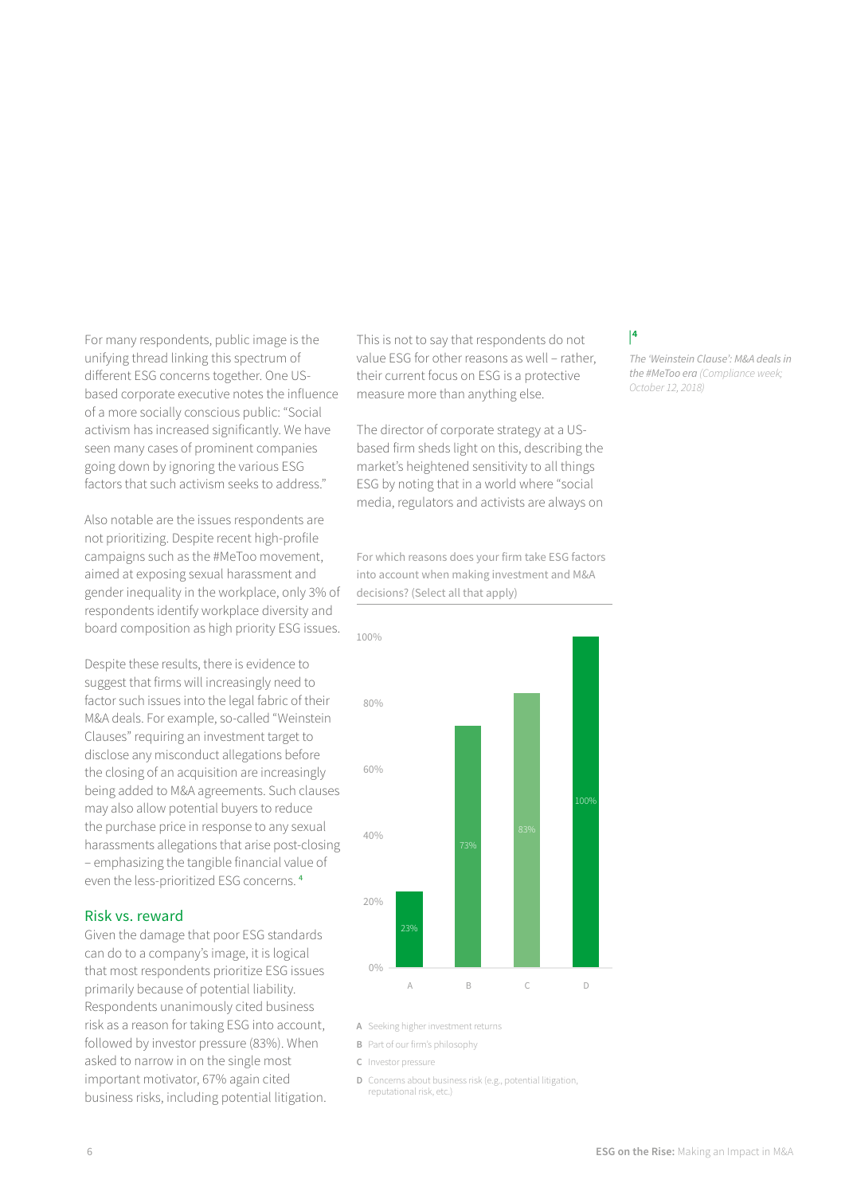For many respondents, public image is the unifying thread linking this spectrum of different ESG concerns together. One US-based corporate executive notes the influence of a more socially conscious public: "Social activism has increased significantly. We have seen many cases of prominent companies going down by ignoring the various ESG factors that such activism seeks to address."

Also notable are the issues respondents are not prioritizing. Despite recent high-profile campaigns such as the #MeToo movement, aimed at exposing sexual harassment and gender inequality in the workplace, only 3% of respondents identify workplace diversity and board composition as high priority ESG issues.

Despite these results, there is evidence to suggest that firms will increasingly need to factor such issues into the legal fabric of their M&A deals. For example, so-called "Weinstein Clauses" requiring an investment target to disclose any misconduct allegations before the closing of an acquisition are increasingly being added to M&A agreements. Such clauses may also allow potential buyers to reduce the purchase price in response to any sexual harassments allegations that arise post-closing – emphasizing the tangible financial value of even the less-prioritized ESG concerns. [4]

## Risk vs. reward

Given the damage that poor ESG standards can do to a company's image, it is logical that most respondents prioritize ESG issues primarily because of potential liability. Respondents unanimously cited business risk as a reason for taking ESG into account, followed by investor pressure (83%). When asked to narrow in on the single most important motivator, 67% again cited business risks, including potential litigation.

This is not to say that respondents do not value ESG for other reasons as well – rather, their current focus on ESG is a protective measure more than anything else.

The director of corporate strategy at a US-based firm sheds light on this, describing the market's heightened sensitivity to all things ESG by noting that in a world where "social media, regulators and activists are always on

For which reasons does your firm take ESG factors into account when making investment and M&A decisions? (Select all that apply)

| | Reason | % |
|---|---|---|
| A | Seeking higher investment returns | 23% |
| B | Part of our firm's philosophy | 73% |
| C | Investor pressure | 83% |
| D | Concerns about business risk (e.g., potential litigation, reputational risk, etc.) | 100% |

[4] *The 'Weinstein Clause': M&A deals in the #MeToo era* (Compliance week; October 12, 2018)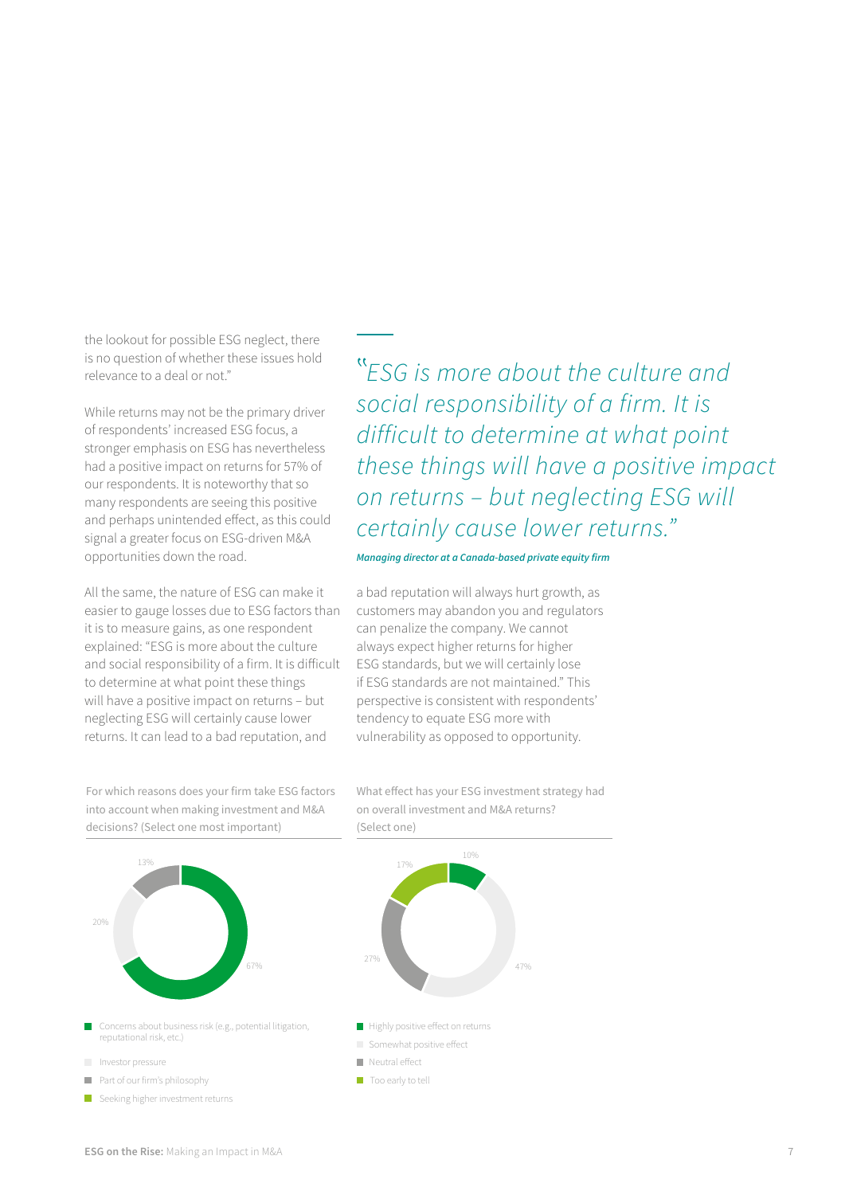the lookout for possible ESG neglect, there is no question of whether these issues hold relevance to a deal or not."

While returns may not be the primary driver of respondents' increased ESG focus, a stronger emphasis on ESG has nevertheless had a positive impact on returns for 57% of our respondents. It is noteworthy that so many respondents are seeing this positive and perhaps unintended effect, as this could signal a greater focus on ESG-driven M&A opportunities down the road.

All the same, the nature of ESG can make it easier to gauge losses due to ESG factors than it is to measure gains, as one respondent explained: "ESG is more about the culture and social responsibility of a firm. It is difficult to determine at what point these things will have a positive impact on returns – but neglecting ESG will certainly cause lower returns. It can lead to a bad reputation, and a bad reputation will always hurt growth, as customers may abandon you and regulators can penalize the company. We cannot always expect higher returns for higher ESG standards, but we will certainly lose if ESG standards are not maintained." This perspective is consistent with respondents' tendency to equate ESG more with vulnerability as opposed to opportunity.

> *"ESG is more about the culture and social responsibility of a firm. It is difficult to determine at what point these things will have a positive impact on returns – but neglecting ESG will certainly cause lower returns."*
>
> ***Managing director at a Canada-based private equity firm***

For which reasons does your firm take ESG factors into account when making investment and M&A decisions? (Select one most important)

| Reason | Share |
|---|---|
| Concerns about business risk (e.g., potential litigation, reputational risk, etc.) | 67% |
| Investor pressure | 20% |
| Part of our firm's philosophy | 13% |
| Seeking higher investment returns | |

What effect has your ESG investment strategy had on overall investment and M&A returns? (Select one)

| Effect | Share |
|---|---|
| Highly positive effect on returns | 10% |
| Somewhat positive effect | 47% |
| Neutral effect | 27% |
| Too early to tell | 17% |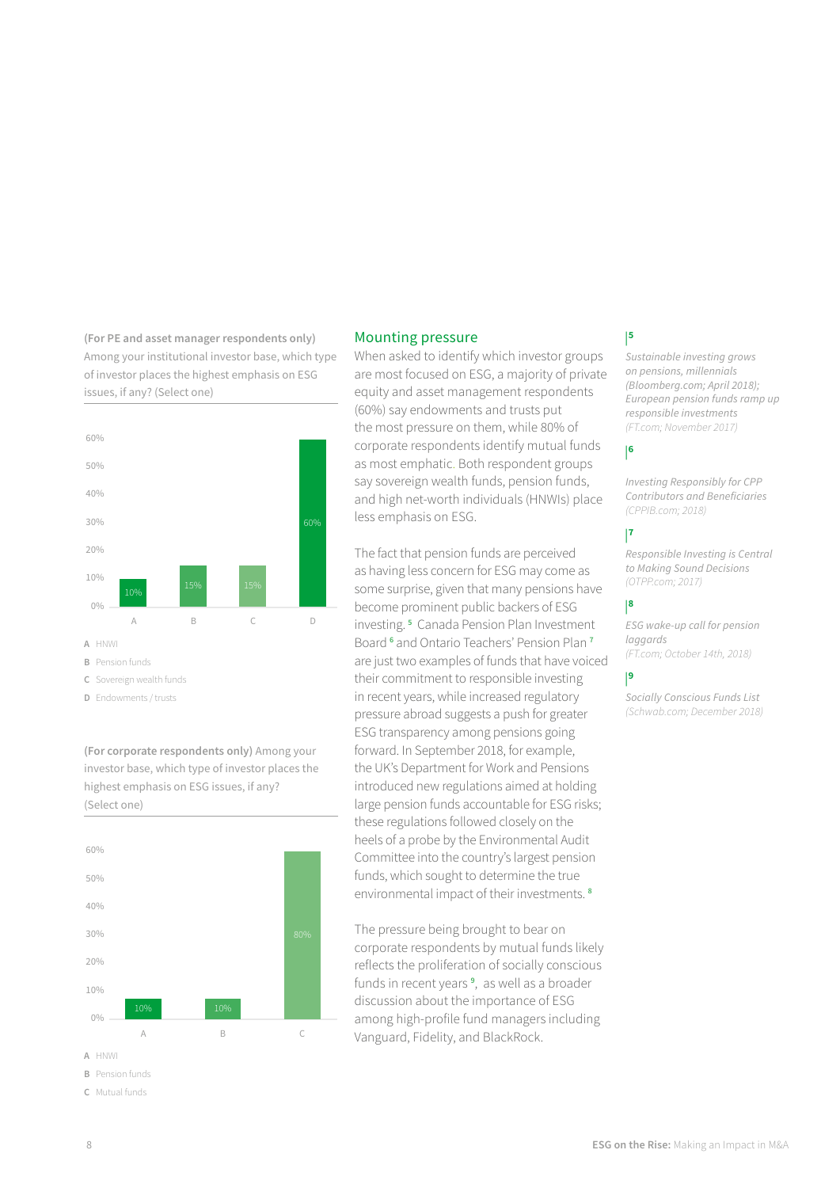**(For PE and asset manager respondents only)** Among your institutional investor base, which type of investor places the highest emphasis on ESG issues, if any? (Select one)

| | Percentage |
|---|---|
| A HNWI | 10% |
| B Pension funds | 15% |
| C Sovereign wealth funds | 15% |
| D Endowments / trusts | 60% |

**(For corporate respondents only)** Among your investor base, which type of investor places the highest emphasis on ESG issues, if any? (Select one)

| | Percentage |
|---|---|
| A HNWI | 10% |
| B Pension funds | 10% |
| C Mutual funds | 80% |

## Mounting pressure

When asked to identify which investor groups are most focused on ESG, a majority of private equity and asset management respondents (60%) say endowments and trusts put the most pressure on them, while 80% of corporate respondents identify mutual funds as most emphatic. Both respondent groups say sovereign wealth funds, pension funds, and high net-worth individuals (HNWIs) place less emphasis on ESG.

The fact that pension funds are perceived as having less concern for ESG may come as some surprise, given that many pensions have become prominent public backers of ESG investing.[5] Canada Pension Plan Investment Board[6] and Ontario Teachers' Pension Plan[7] are just two examples of funds that have voiced their commitment to responsible investing in recent years, while increased regulatory pressure abroad suggests a push for greater ESG transparency among pensions going forward. In September 2018, for example, the UK's Department for Work and Pensions introduced new regulations aimed at holding large pension funds accountable for ESG risks; these regulations followed closely on the heels of a probe by the Environmental Audit Committee into the country's largest pension funds, which sought to determine the true environmental impact of their investments.[8]

The pressure being brought to bear on corporate respondents by mutual funds likely reflects the proliferation of socially conscious funds in recent years[9], as well as a broader discussion about the importance of ESG among high-profile fund managers including Vanguard, Fidelity, and BlackRock.

[5] *Sustainable investing grows on pensions, millennials (Bloomberg.com; April 2018); European pension funds ramp up responsible investments (FT.com; November 2017)*

[6] *Investing Responsibly for CPP Contributors and Beneficiaries (CPPIB.com; 2018)*

[7] *Responsible Investing is Central to Making Sound Decisions (OTPP.com; 2017)*

[8] *ESG wake-up call for pension laggards (FT.com; October 14th, 2018)*

[9] *Socially Conscious Funds List (Schwab.com; December 2018)*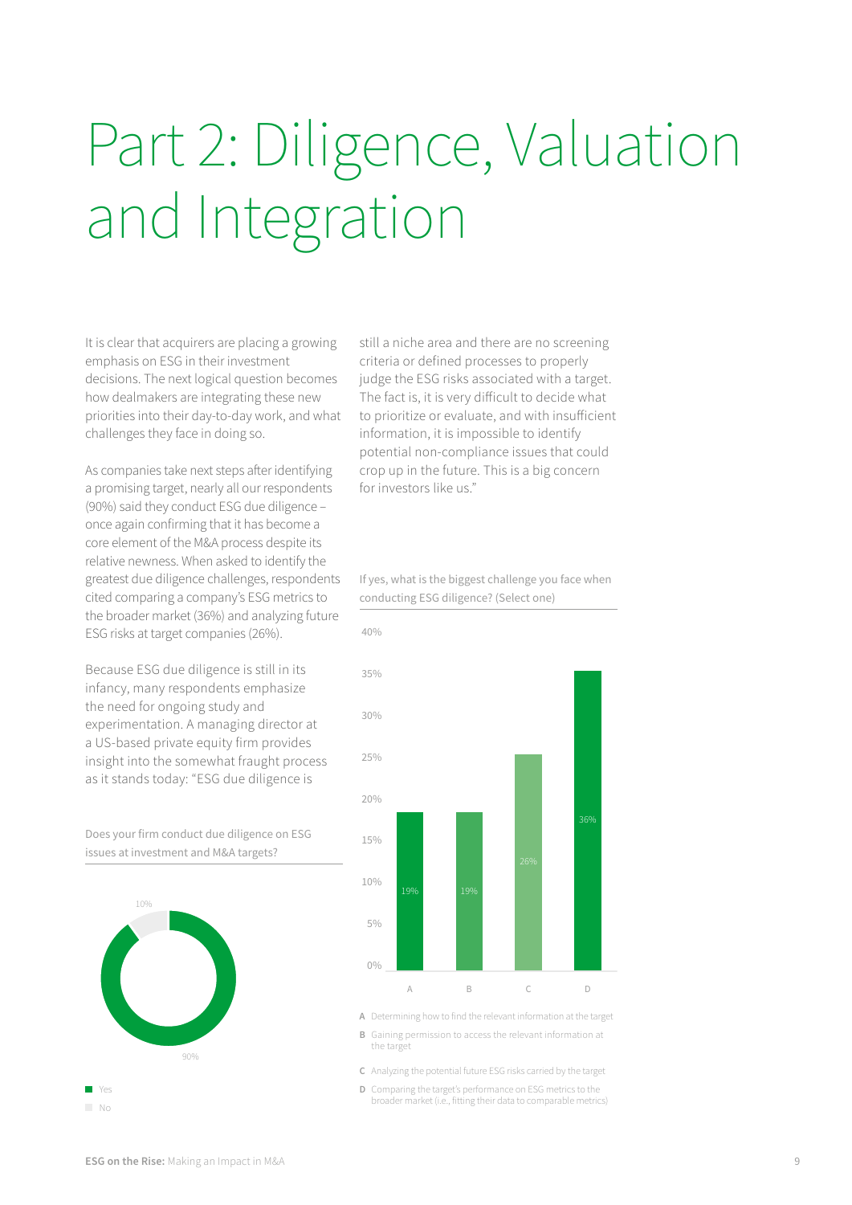# Part 2: Diligence, Valuation and Integration

It is clear that acquirers are placing a growing emphasis on ESG in their investment decisions. The next logical question becomes how dealmakers are integrating these new priorities into their day-to-day work, and what challenges they face in doing so.

As companies take next steps after identifying a promising target, nearly all our respondents (90%) said they conduct ESG due diligence – once again confirming that it has become a core element of the M&A process despite its relative newness. When asked to identify the greatest due diligence challenges, respondents cited comparing a company's ESG metrics to the broader market (36%) and analyzing future ESG risks at target companies (26%).

Because ESG due diligence is still in its infancy, many respondents emphasize the need for ongoing study and experimentation. A managing director at a US-based private equity firm provides insight into the somewhat fraught process as it stands today: "ESG due diligence is still a niche area and there are no screening criteria or defined processes to properly judge the ESG risks associated with a target. The fact is, it is very difficult to decide what to prioritize or evaluate, and with insufficient information, it is impossible to identify potential non-compliance issues that could crop up in the future. This is a big concern for investors like us."

Does your firm conduct due diligence on ESG issues at investment and M&A targets?

| Response | % |
|---|---|
| Yes | 90% |
| No | 10% |

If yes, what is the biggest challenge you face when conducting ESG diligence? (Select one)

| | Challenge | % |
|---|---|---|
| A | Determining how to find the relevant information at the target | 19% |
| B | Gaining permission to access the relevant information at the target | 19% |
| C | Analyzing the potential future ESG risks carried by the target | 26% |
| D | Comparing the target's performance on ESG metrics to the broader market (i.e., fitting their data to comparable metrics) | 36% |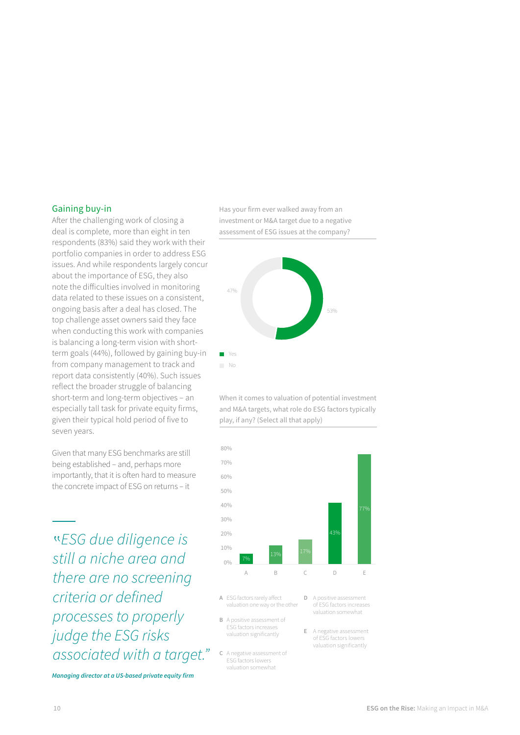## Gaining buy-in

After the challenging work of closing a deal is complete, more than eight in ten respondents (83%) said they work with their portfolio companies in order to address ESG issues. And while respondents largely concur about the importance of ESG, they also note the difficulties involved in monitoring data related to these issues on a consistent, ongoing basis after a deal has closed. The top challenge asset owners said they face when conducting this work with companies is balancing a long-term vision with short-term goals (44%), followed by gaining buy-in from company management to track and report data consistently (40%). Such issues reflect the broader struggle of balancing short-term and long-term objectives – an especially tall task for private equity firms, given their typical hold period of five to seven years.

Given that many ESG benchmarks are still being established – and, perhaps more importantly, that it is often hard to measure the concrete impact of ESG on returns – it

> *"ESG due diligence is still a niche area and there are no screening criteria or defined processes to properly judge the ESG risks associated with a target."*
>
> ***Managing director at a US-based private equity firm***

Has your firm ever walked away from an investment or M&A target due to a negative assessment of ESG issues at the company?

| Response | Share |
| --- | --- |
| Yes | 53% |
| No | 47% |

When it comes to valuation of potential investment and M&A targets, what role do ESG factors typically play, if any? (Select all that apply)

| | Response | Share |
| --- | --- | --- |
| A | ESG factors rarely affect valuation one way or the other | 7% |
| B | A positive assessment of ESG factors increases valuation significantly | 13% |
| C | A negative assessment of ESG factors lowers valuation somewhat | 17% |
| D | A positive assessment of ESG factors increases valuation somewhat | 43% |
| E | A negative assessment of ESG factors lowers valuation significantly | 77% |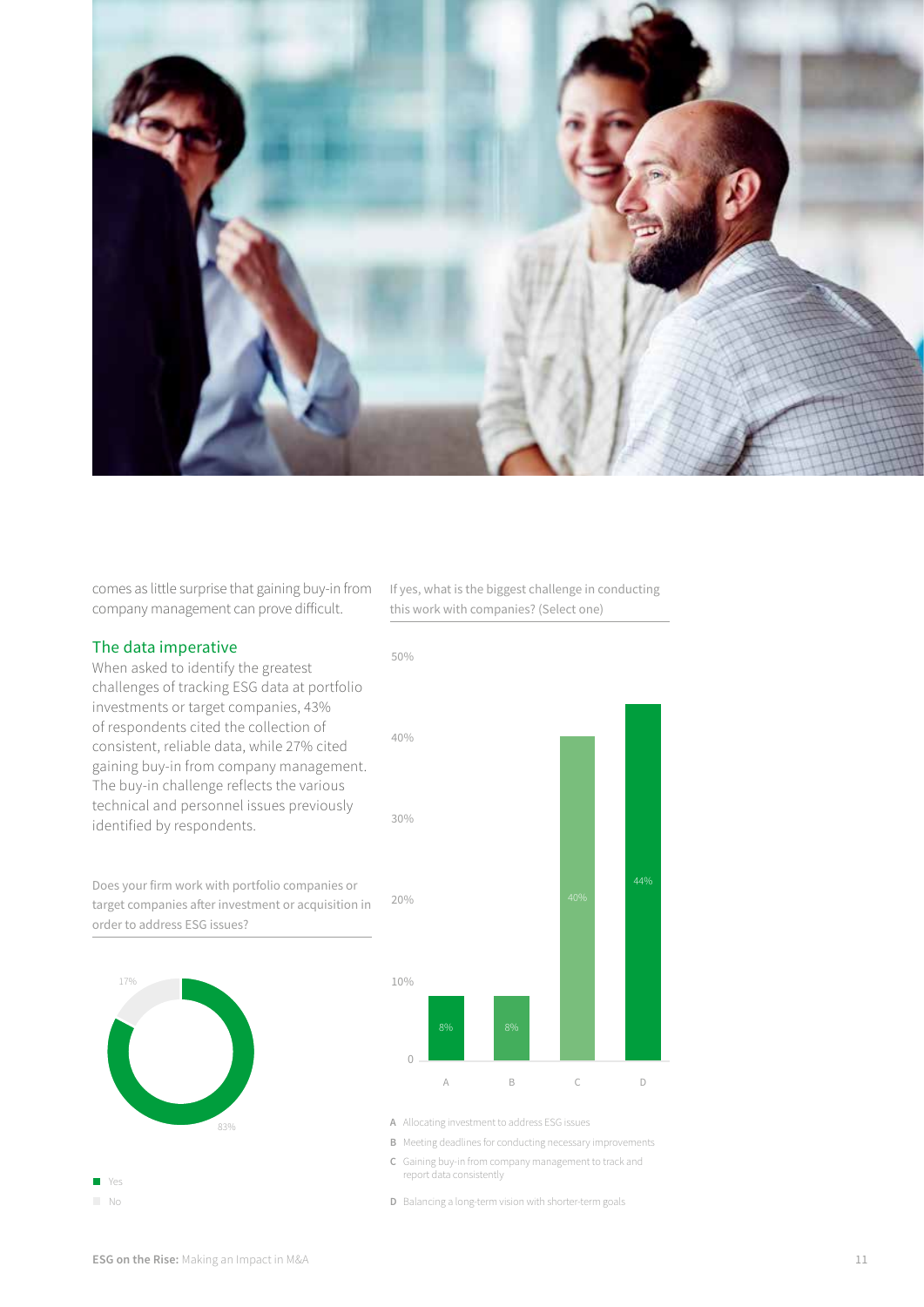comes as little surprise that gaining buy-in from company management can prove difficult.

## The data imperative

When asked to identify the greatest challenges of tracking ESG data at portfolio investments or target companies, 43% of respondents cited the collection of consistent, reliable data, while 27% cited gaining buy-in from company management. The buy-in challenge reflects the various technical and personnel issues previously identified by respondents.

Does your firm work with portfolio companies or target companies after investment or acquisition in order to address ESG issues?

| Response | % |
|---|---|
| Yes | 83% |
| No | 17% |

If yes, what is the biggest challenge in conducting this work with companies? (Select one)

| | Challenge | % |
|---|---|---|
| A | Allocating investment to address ESG issues | 8% |
| B | Meeting deadlines for conducting necessary improvements | 8% |
| C | Gaining buy-in from company management to track and report data consistently | 40% |
| D | Balancing a long-term vision with shorter-term goals | 44% |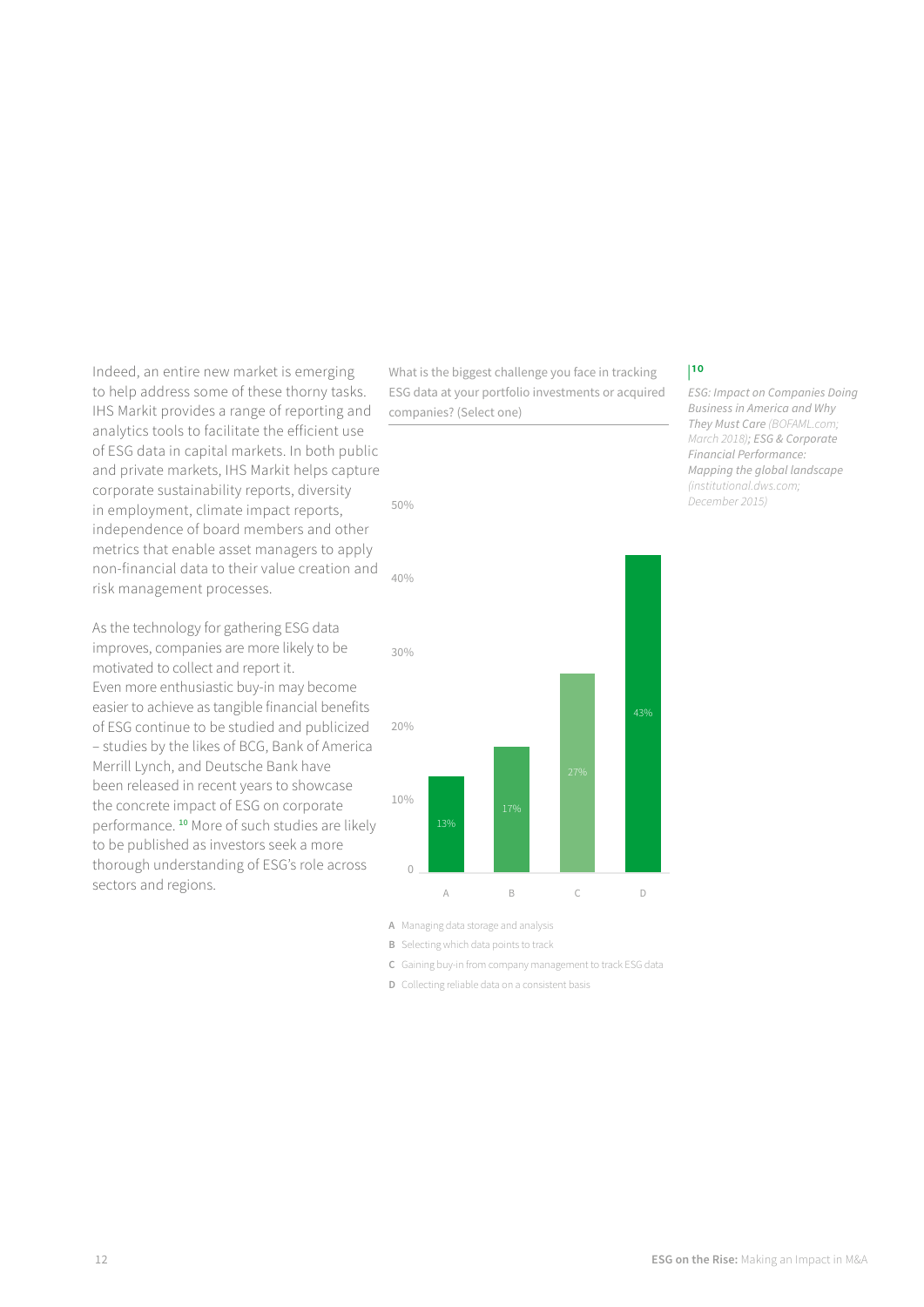Indeed, an entire new market is emerging to help address some of these thorny tasks. IHS Markit provides a range of reporting and analytics tools to facilitate the efficient use of ESG data in capital markets. In both public and private markets, IHS Markit helps capture corporate sustainability reports, diversity in employment, climate impact reports, independence of board members and other metrics that enable asset managers to apply non-financial data to their value creation and risk management processes.

As the technology for gathering ESG data improves, companies are more likely to be motivated to collect and report it. Even more enthusiastic buy-in may become easier to achieve as tangible financial benefits of ESG continue to be studied and publicized – studies by the likes of BCG, Bank of America Merrill Lynch, and Deutsche Bank have been released in recent years to showcase the concrete impact of ESG on corporate performance. [10] More of such studies are likely to be published as investors seek a more thorough understanding of ESG's role across sectors and regions.

What is the biggest challenge you face in tracking ESG data at your portfolio investments or acquired companies? (Select one)

| | Response | % |
|---|---|---|
| A | Managing data storage and analysis | 13% |
| B | Selecting which data points to track | 17% |
| C | Gaining buy-in from company management to track ESG data | 27% |
| D | Collecting reliable data on a consistent basis | 43% |

[10] *ESG: Impact on Companies Doing Business in America and Why They Must Care* (BOFAML.com; March 2018); *ESG & Corporate Financial Performance: Mapping the global landscape* (institutional.dws.com; December 2015)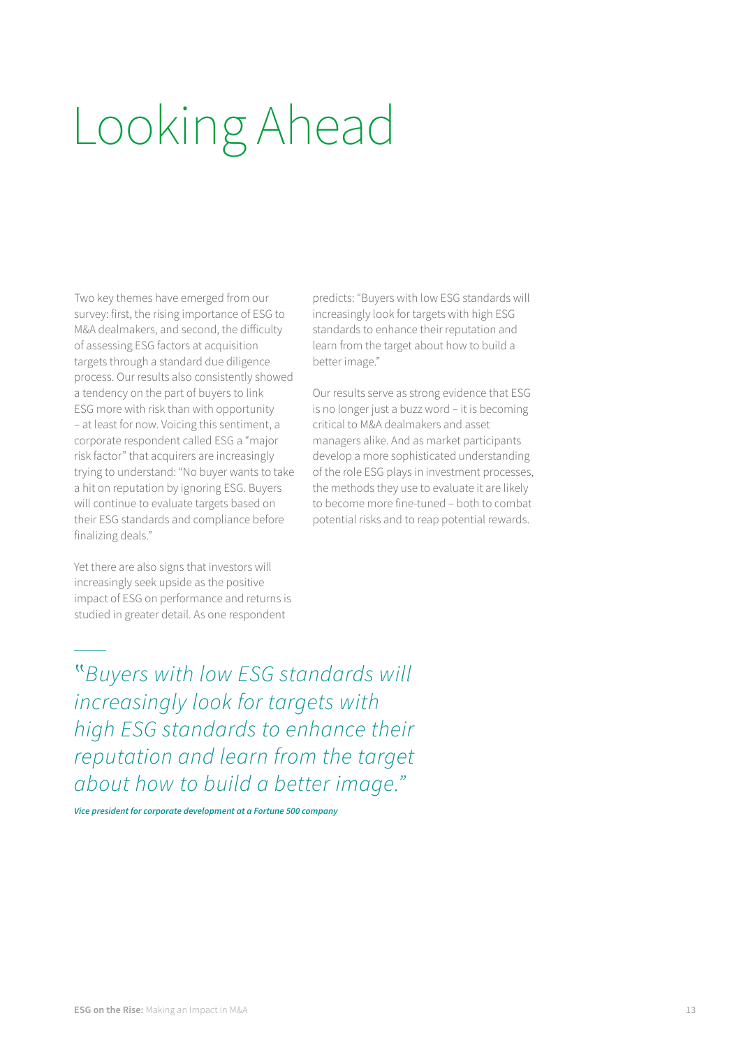# Looking Ahead

Two key themes have emerged from our survey: first, the rising importance of ESG to M&A dealmakers, and second, the difficulty of assessing ESG factors at acquisition targets through a standard due diligence process. Our results also consistently showed a tendency on the part of buyers to link ESG more with risk than with opportunity – at least for now. Voicing this sentiment, a corporate respondent called ESG a "major risk factor" that acquirers are increasingly trying to understand: "No buyer wants to take a hit on reputation by ignoring ESG. Buyers will continue to evaluate targets based on their ESG standards and compliance before finalizing deals."

Yet there are also signs that investors will increasingly seek upside as the positive impact of ESG on performance and returns is studied in greater detail. As one respondent predicts: "Buyers with low ESG standards will increasingly look for targets with high ESG standards to enhance their reputation and learn from the target about how to build a better image."

Our results serve as strong evidence that ESG is no longer just a buzz word – it is becoming critical to M&A dealmakers and asset managers alike. And as market participants develop a more sophisticated understanding of the role ESG plays in investment processes, the methods they use to evaluate it are likely to become more fine-tuned – both to combat potential risks and to reap potential rewards.

> *"Buyers with low ESG standards will increasingly look for targets with high ESG standards to enhance their reputation and learn from the target about how to build a better image."*
>
> ***Vice president for corporate development at a Fortune 500 company***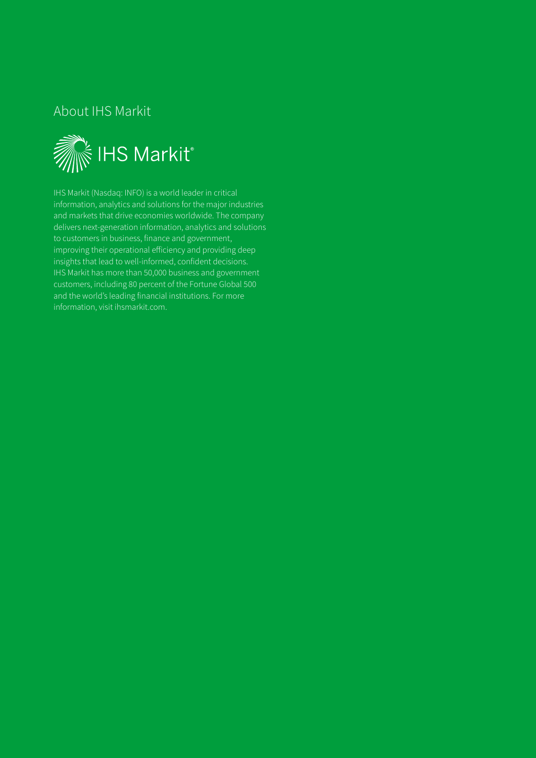## About IHS Markit

IHS Markit®

IHS Markit (Nasdaq: INFO) is a world leader in critical information, analytics and solutions for the major industries and markets that drive economies worldwide. The company delivers next-generation information, analytics and solutions to customers in business, finance and government, improving their operational efficiency and providing deep insights that lead to well-informed, confident decisions. IHS Markit has more than 50,000 business and government customers, including 80 percent of the Fortune Global 500 and the world's leading financial institutions. For more information, visit ihsmarkit.com.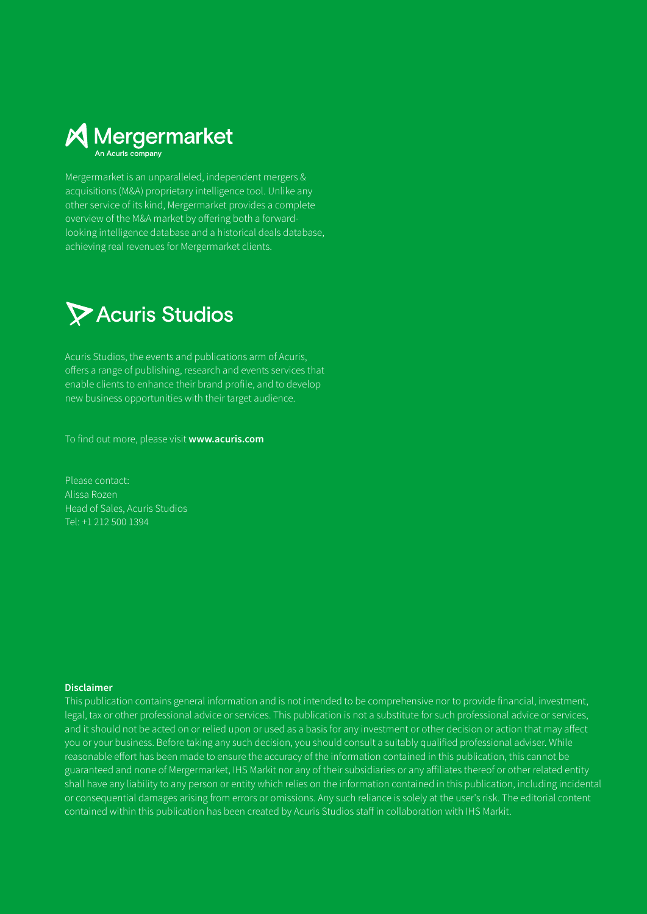# Mergermarket

An Acuris company

Mergermarket is an unparalleled, independent mergers & acquisitions (M&A) proprietary intelligence tool. Unlike any other service of its kind, Mergermarket provides a complete overview of the M&A market by offering both a forward-looking intelligence database and a historical deals database, achieving real revenues for Mergermarket clients.

# Acuris Studios

Acuris Studios, the events and publications arm of Acuris, offers a range of publishing, research and events services that enable clients to enhance their brand profile, and to develop new business opportunities with their target audience.

To find out more, please visit **www.acuris.com**

Please contact:
Alissa Rozen
Head of Sales, Acuris Studios
Tel: +1 212 500 1394

**Disclaimer**

This publication contains general information and is not intended to be comprehensive nor to provide financial, investment, legal, tax or other professional advice or services. This publication is not a substitute for such professional advice or services, and it should not be acted on or relied upon or used as a basis for any investment or other decision or action that may affect you or your business. Before taking any such decision, you should consult a suitably qualified professional adviser. While reasonable effort has been made to ensure the accuracy of the information contained in this publication, this cannot be guaranteed and none of Mergermarket, IHS Markit nor any of their subsidiaries or any affiliates thereof or other related entity shall have any liability to any person or entity which relies on the information contained in this publication, including incidental or consequential damages arising from errors or omissions. Any such reliance is solely at the user's risk. The editorial content contained within this publication has been created by Acuris Studios staff in collaboration with IHS Markit.